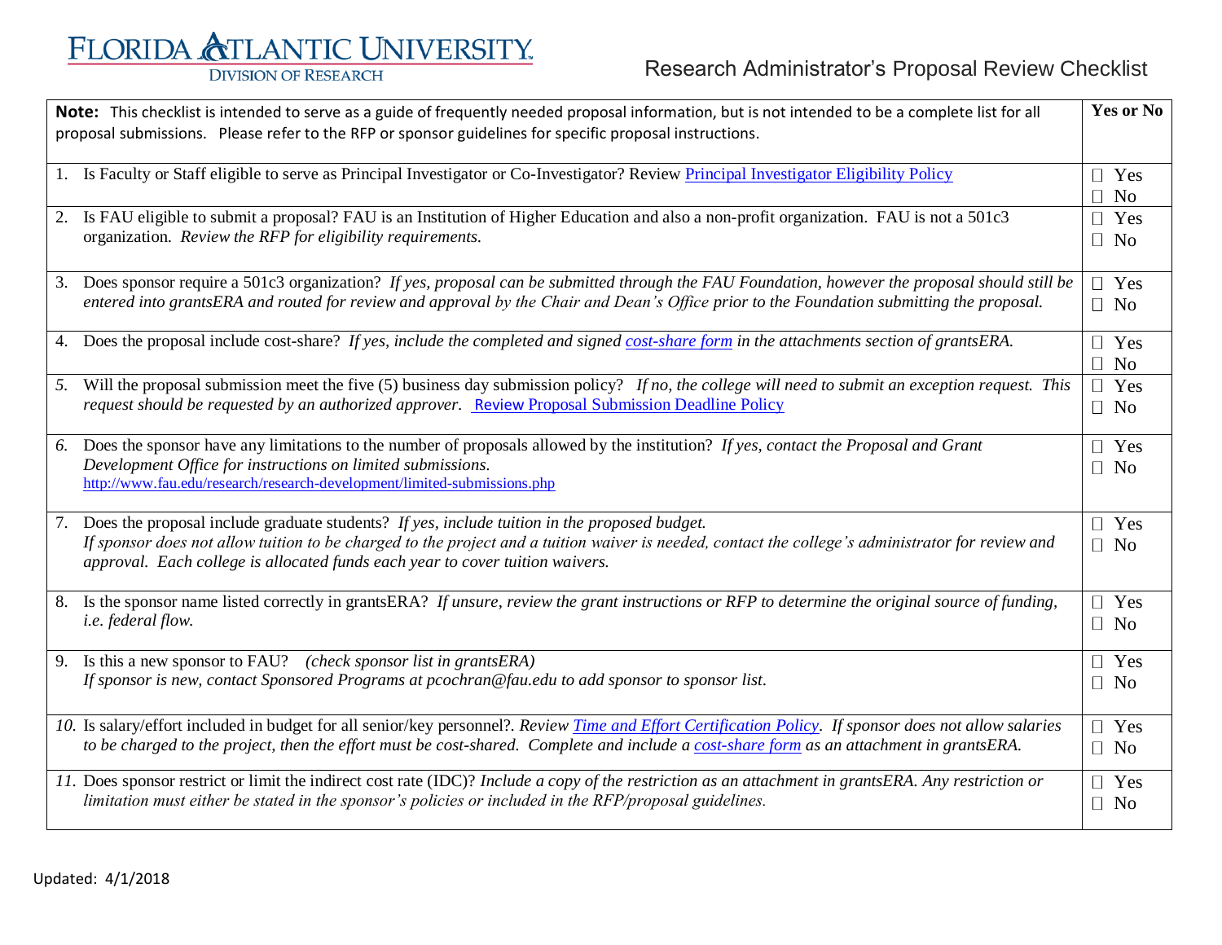# FLORIDA ATLANTIC UNIVERSITY
DIVISION OF RESEARCH

## Research Administrator's Proposal Review Checklist

| **Note:** This checklist is intended to serve as a guide of frequently needed proposal information, but is not intended to be a complete list for all proposal submissions. Please refer to the RFP or sponsor guidelines for specific proposal instructions. | **Yes or No** |
|---|---|
| 1. Is Faculty or Staff eligible to serve as Principal Investigator or Co-Investigator? Review Principal Investigator Eligibility Policy | ☐ Yes ☐ No |
| 2. Is FAU eligible to submit a proposal? FAU is an Institution of Higher Education and also a non-profit organization. FAU is not a 501c3 organization. *Review the RFP for eligibility requirements.* | ☐ Yes ☐ No |
| 3. Does sponsor require a 501c3 organization? *If yes, proposal can be submitted through the FAU Foundation, however the proposal should still be entered into grantsERA and routed for review and approval by the Chair and Dean's Office prior to the Foundation submitting the proposal.* | ☐ Yes ☐ No |
| 4. Does the proposal include cost-share? *If yes, include the completed and signed cost-share form in the attachments section of grantsERA.* | ☐ Yes ☐ No |
| 5. Will the proposal submission meet the five (5) business day submission policy? *If no, the college will need to submit an exception request. This request should be requested by an authorized approver.* Review Proposal Submission Deadline Policy | ☐ Yes ☐ No |
| 6. Does the sponsor have any limitations to the number of proposals allowed by the institution? *If yes, contact the Proposal and Grant Development Office for instructions on limited submissions.* http://www.fau.edu/research/research-development/limited-submissions.php | ☐ Yes ☐ No |
| 7. Does the proposal include graduate students? *If yes, include tuition in the proposed budget. If sponsor does not allow tuition to be charged to the project and a tuition waiver is needed, contact the college's administrator for review and approval. Each college is allocated funds each year to cover tuition waivers.* | ☐ Yes ☐ No |
| 8. Is the sponsor name listed correctly in grantsERA? *If unsure, review the grant instructions or RFP to determine the original source of funding, i.e. federal flow.* | ☐ Yes ☐ No |
| 9. Is this a new sponsor to FAU? *(check sponsor list in grantsERA) If sponsor is new, contact Sponsored Programs at pcochran@fau.edu to add sponsor to sponsor list.* | ☐ Yes ☐ No |
| 10. Is salary/effort included in budget for all senior/key personnel?. *Review Time and Effort Certification Policy. If sponsor does not allow salaries to be charged to the project, then the effort must be cost-shared. Complete and include a cost-share form as an attachment in grantsERA.* | ☐ Yes ☐ No |
| 11. Does sponsor restrict or limit the indirect cost rate (IDC)? *Include a copy of the restriction as an attachment in grantsERA. Any restriction or limitation must either be stated in the sponsor's policies or included in the RFP/proposal guidelines.* | ☐ Yes ☐ No |

Updated: 4/1/2018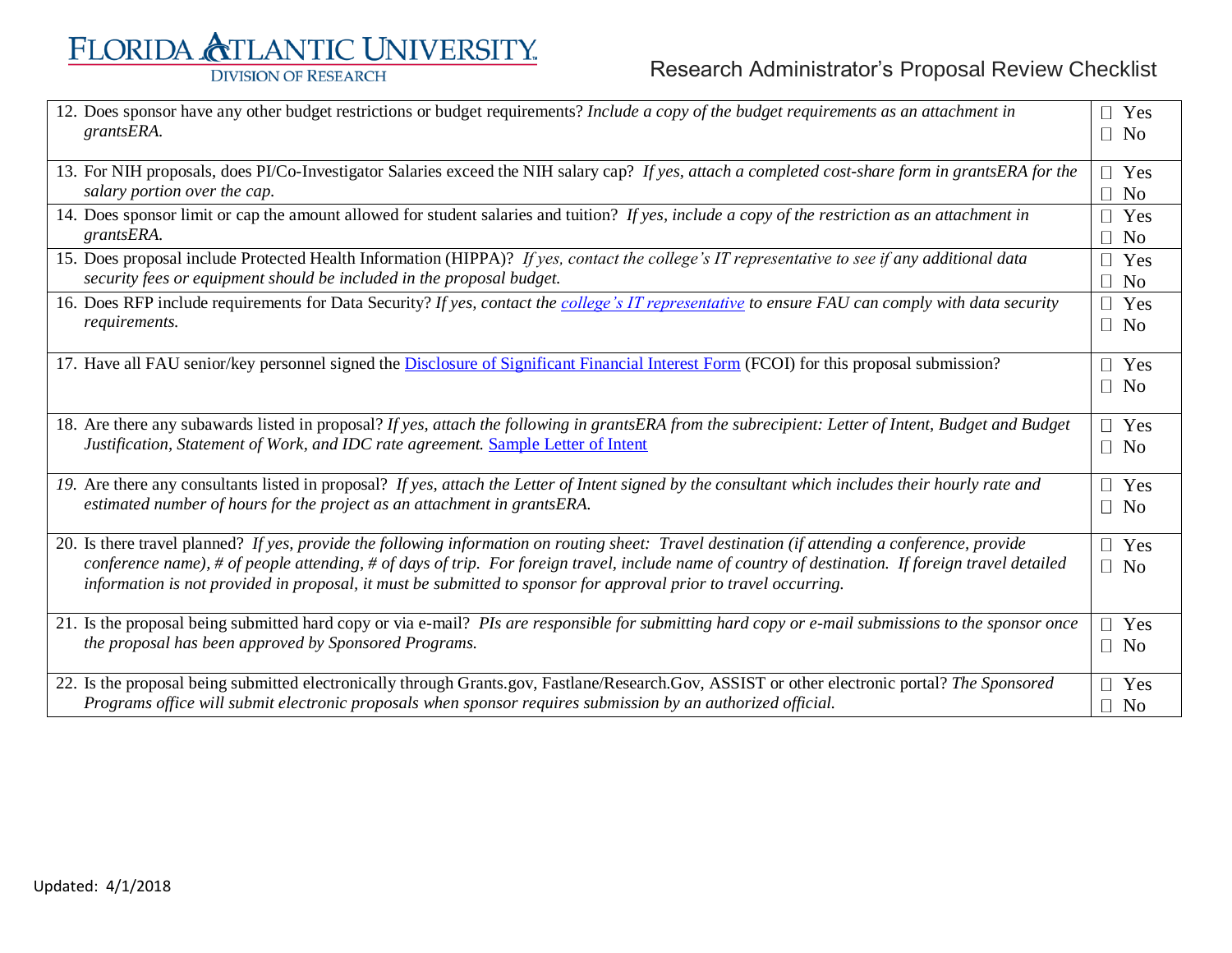| | |
|---|---|
| 12. Does sponsor have any other budget restrictions or budget requirements? *Include a copy of the budget requirements as an attachment in grantsERA.* | ☐ Yes<br>☐ No |
| 13. For NIH proposals, does PI/Co-Investigator Salaries exceed the NIH salary cap? *If yes, attach a completed cost-share form in grantsERA for the salary portion over the cap.* | ☐ Yes<br>☐ No |
| 14. Does sponsor limit or cap the amount allowed for student salaries and tuition? *If yes, include a copy of the restriction as an attachment in grantsERA.* | ☐ Yes<br>☐ No |
| 15. Does proposal include Protected Health Information (HIPPA)? *If yes, contact the college's IT representative to see if any additional data security fees or equipment should be included in the proposal budget.* | ☐ Yes<br>☐ No |
| 16. Does RFP include requirements for Data Security? *If yes, contact the college's IT representative to ensure FAU can comply with data security requirements.* | ☐ Yes<br>☐ No |
| 17. Have all FAU senior/key personnel signed the Disclosure of Significant Financial Interest Form (FCOI) for this proposal submission? | ☐ Yes<br>☐ No |
| 18. Are there any subawards listed in proposal? *If yes, attach the following in grantsERA from the subrecipient: Letter of Intent, Budget and Budget Justification, Statement of Work, and IDC rate agreement.* Sample Letter of Intent | ☐ Yes<br>☐ No |
| *19.* Are there any consultants listed in proposal? *If yes, attach the Letter of Intent signed by the consultant which includes their hourly rate and estimated number of hours for the project as an attachment in grantsERA.* | ☐ Yes<br>☐ No |
| 20. Is there travel planned? *If yes, provide the following information on routing sheet: Travel destination (if attending a conference, provide conference name), # of people attending, # of days of trip. For foreign travel, include name of country of destination. If foreign travel detailed information is not provided in proposal, it must be submitted to sponsor for approval prior to travel occurring.* | ☐ Yes<br>☐ No |
| 21. Is the proposal being submitted hard copy or via e-mail? *PIs are responsible for submitting hard copy or e-mail submissions to the sponsor once the proposal has been approved by Sponsored Programs.* | ☐ Yes<br>☐ No |
| 22. Is the proposal being submitted electronically through Grants.gov, Fastlane/Research.Gov, ASSIST or other electronic portal? *The Sponsored Programs office will submit electronic proposals when sponsor requires submission by an authorized official.* | ☐ Yes<br>☐ No |

Updated: 4/1/2018